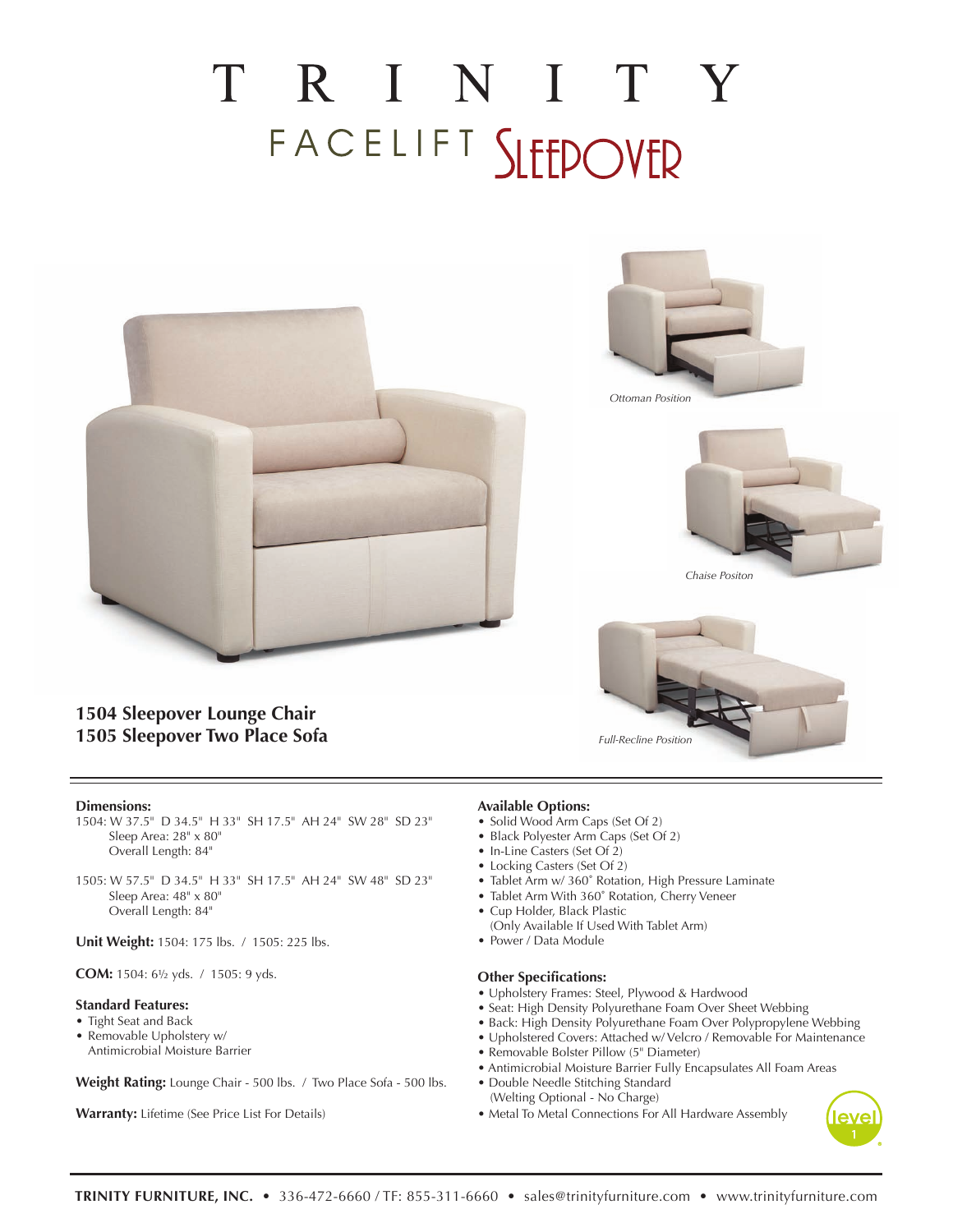# TRINITY

## FACELIFT SLEEPOVER

*Ottoman Position*

*Chaise Positon*

*Full-Recline Position*

**1504 Sleepover Lounge Chair**
**1505 Sleepover Two Place Sofa**

**Dimensions:**

1504: W 37.5" D 34.5" H 33" SH 17.5" AH 24" SW 28" SD 23"
Sleep Area: 28" x 80"
Overall Length: 84"

1505: W 57.5" D 34.5" H 33" SH 17.5" AH 24" SW 48" SD 23"
Sleep Area: 48" x 80"
Overall Length: 84"

**Unit Weight:** 1504: 175 lbs. / 1505: 225 lbs.

**COM:** 1504: 6½ yds. / 1505: 9 yds.

**Standard Features:**

- Tight Seat and Back
- Removable Upholstery w/ Antimicrobial Moisture Barrier

**Weight Rating:** Lounge Chair - 500 lbs. / Two Place Sofa - 500 lbs.

**Warranty:** Lifetime (See Price List For Details)

**Available Options:**

- Solid Wood Arm Caps (Set Of 2)
- Black Polyester Arm Caps (Set Of 2)
- In-Line Casters (Set Of 2)
- Locking Casters (Set Of 2)
- Tablet Arm w/ 360˚ Rotation, High Pressure Laminate
- Tablet Arm With 360˚ Rotation, Cherry Veneer
- Cup Holder, Black Plastic
  (Only Available If Used With Tablet Arm)
- Power / Data Module

**Other Specifications:**

- Upholstery Frames: Steel, Plywood & Hardwood
- Seat: High Density Polyurethane Foam Over Sheet Webbing
- Back: High Density Polyurethane Foam Over Polypropylene Webbing
- Upholstered Covers: Attached w/ Velcro / Removable For Maintenance
- Removable Bolster Pillow (5" Diameter)
- Antimicrobial Moisture Barrier Fully Encapsulates All Foam Areas
- Double Needle Stitching Standard
  (Welting Optional - No Charge)
- Metal To Metal Connections For All Hardware Assembly

level 1

**TRINITY FURNITURE, INC.** • 336-472-6660 / TF: 855-311-6660 • sales@trinityfurniture.com • www.trinityfurniture.com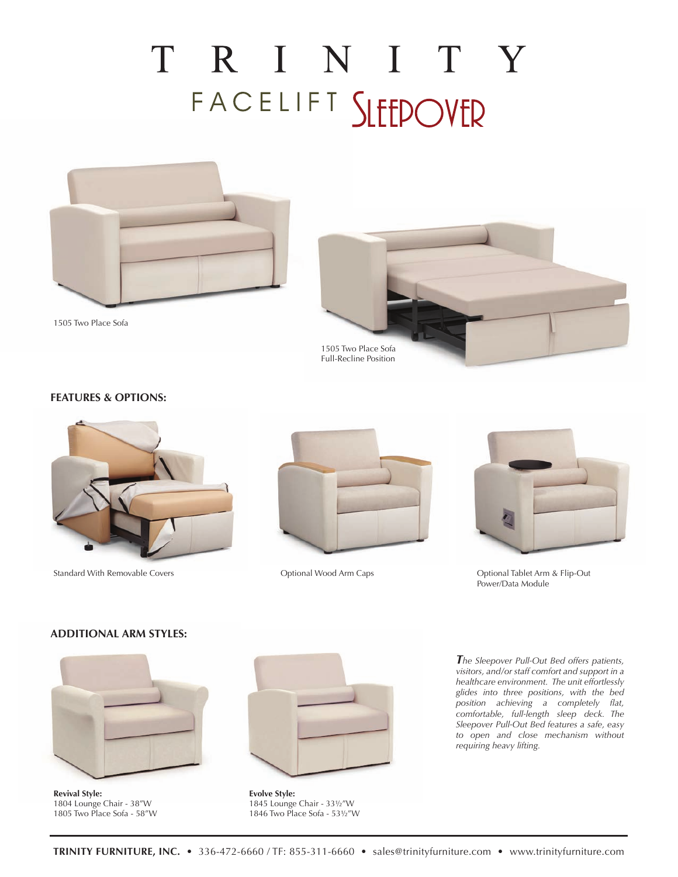# TRINITY

## FACELIFT SLEEPOVER

1505 Two Place Sofa

1505 Two Place Sofa
Full-Recline Position

### FEATURES & OPTIONS:

Standard With Removable Covers

Optional Wood Arm Caps

Optional Tablet Arm & Flip-Out Power/Data Module

### ADDITIONAL ARM STYLES:

**Revival Style:**
1804 Lounge Chair - 38″W
1805 Two Place Sofa - 58″W

**Evolve Style:**
1845 Lounge Chair - 33½″W
1846 Two Place Sofa - 53½″W

*The Sleepover Pull-Out Bed offers patients, visitors, and/or staff comfort and support in a healthcare environment. The unit effortlessly glides into three positions, with the bed position achieving a completely flat, comfortable, full-length sleep deck. The Sleepover Pull-Out Bed features a safe, easy to open and close mechanism without requiring heavy lifting.*

**TRINITY FURNITURE, INC.** • 336-472-6660 / TF: 855-311-6660 • sales@trinityfurniture.com • www.trinityfurniture.com